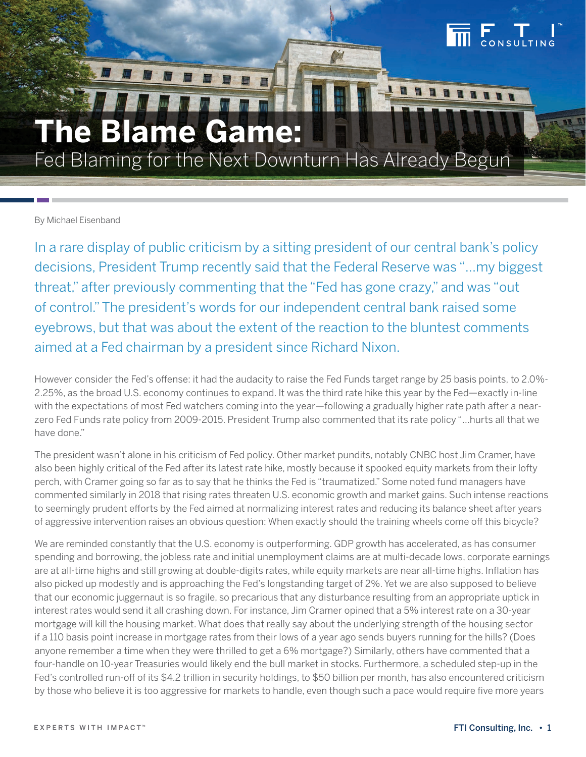# The Blame Game:
## Fed Blaming for the Next Downturn Has Already Begun

By Michael Eisenband

In a rare display of public criticism by a sitting president of our central bank's policy decisions, President Trump recently said that the Federal Reserve was "...my biggest threat," after previously commenting that the "Fed has gone crazy," and was "out of control." The president's words for our independent central bank raised some eyebrows, but that was about the extent of the reaction to the bluntest comments aimed at a Fed chairman by a president since Richard Nixon.

However consider the Fed's offense: it had the audacity to raise the Fed Funds target range by 25 basis points, to 2.0%-2.25%, as the broad U.S. economy continues to expand. It was the third rate hike this year by the Fed—exactly in-line with the expectations of most Fed watchers coming into the year—following a gradually higher rate path after a near-zero Fed Funds rate policy from 2009-2015. President Trump also commented that its rate policy "...hurts all that we have done."

The president wasn't alone in his criticism of Fed policy. Other market pundits, notably CNBC host Jim Cramer, have also been highly critical of the Fed after its latest rate hike, mostly because it spooked equity markets from their lofty perch, with Cramer going so far as to say that he thinks the Fed is "traumatized." Some noted fund managers have commented similarly in 2018 that rising rates threaten U.S. economic growth and market gains. Such intense reactions to seemingly prudent efforts by the Fed aimed at normalizing interest rates and reducing its balance sheet after years of aggressive intervention raises an obvious question: When exactly should the training wheels come off this bicycle?

We are reminded constantly that the U.S. economy is outperforming. GDP growth has accelerated, as has consumer spending and borrowing, the jobless rate and initial unemployment claims are at multi-decade lows, corporate earnings are at all-time highs and still growing at double-digits rates, while equity markets are near all-time highs. Inflation has also picked up modestly and is approaching the Fed's longstanding target of 2%. Yet we are also supposed to believe that our economic juggernaut is so fragile, so precarious that any disturbance resulting from an appropriate uptick in interest rates would send it all crashing down. For instance, Jim Cramer opined that a 5% interest rate on a 30-year mortgage will kill the housing market. What does that really say about the underlying strength of the housing sector if a 110 basis point increase in mortgage rates from their lows of a year ago sends buyers running for the hills? (Does anyone remember a time when they were thrilled to get a 6% mortgage?) Similarly, others have commented that a four-handle on 10-year Treasuries would likely end the bull market in stocks. Furthermore, a scheduled step-up in the Fed's controlled run-off of its $4.2 trillion in security holdings, to $50 billion per month, has also encountered criticism by those who believe it is too aggressive for markets to handle, even though such a pace would require five more years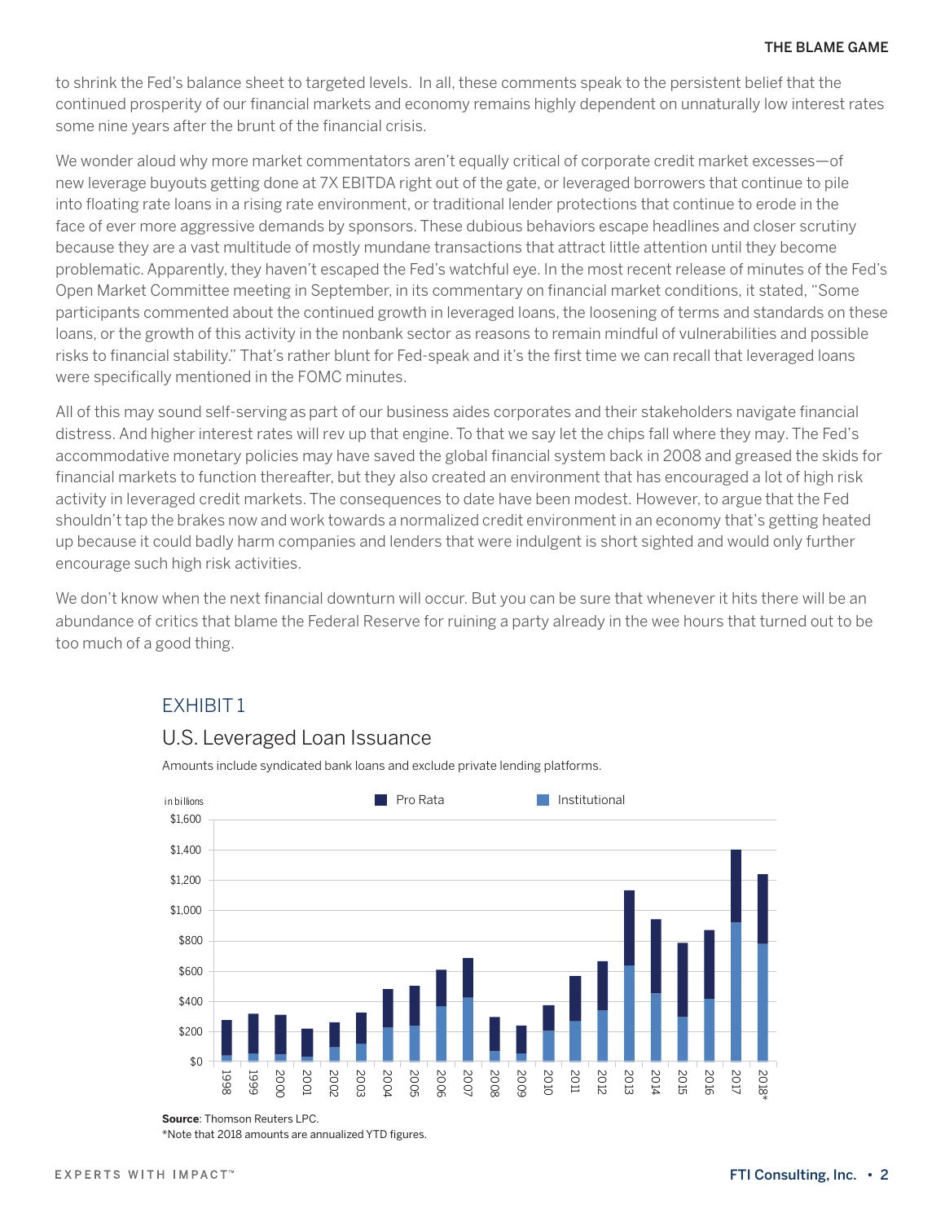to shrink the Fed's balance sheet to targeted levels. In all, these comments speak to the persistent belief that the continued prosperity of our financial markets and economy remains highly dependent on unnaturally low interest rates some nine years after the brunt of the financial crisis.

We wonder aloud why more market commentators aren't equally critical of corporate credit market excesses—of new leverage buyouts getting done at 7X EBITDA right out of the gate, or leveraged borrowers that continue to pile into floating rate loans in a rising rate environment, or traditional lender protections that continue to erode in the face of ever more aggressive demands by sponsors. These dubious behaviors escape headlines and closer scrutiny because they are a vast multitude of mostly mundane transactions that attract little attention until they become problematic. Apparently, they haven't escaped the Fed's watchful eye. In the most recent release of minutes of the Fed's Open Market Committee meeting in September, in its commentary on financial market conditions, it stated, "Some participants commented about the continued growth in leveraged loans, the loosening of terms and standards on these loans, or the growth of this activity in the nonbank sector as reasons to remain mindful of vulnerabilities and possible risks to financial stability." That's rather blunt for Fed-speak and it's the first time we can recall that leveraged loans were specifically mentioned in the FOMC minutes.

All of this may sound self-serving as part of our business aides corporates and their stakeholders navigate financial distress. And higher interest rates will rev up that engine. To that we say let the chips fall where they may. The Fed's accommodative monetary policies may have saved the global financial system back in 2008 and greased the skids for financial markets to function thereafter, but they also created an environment that has encouraged a lot of high risk activity in leveraged credit markets. The consequences to date have been modest. However, to argue that the Fed shouldn't tap the brakes now and work towards a normalized credit environment in an economy that's getting heated up because it could badly harm companies and lenders that were indulgent is short sighted and would only further encourage such high risk activities.

We don't know when the next financial downturn will occur. But you can be sure that whenever it hits there will be an abundance of critics that blame the Federal Reserve for ruining a party already in the wee hours that turned out to be too much of a good thing.

## EXHIBIT 1

### U.S. Leveraged Loan Issuance

Amounts include syndicated bank loans and exclude private lending platforms.

**Source**: Thomson Reuters LPC.
*Note that 2018 amounts are annualized YTD figures.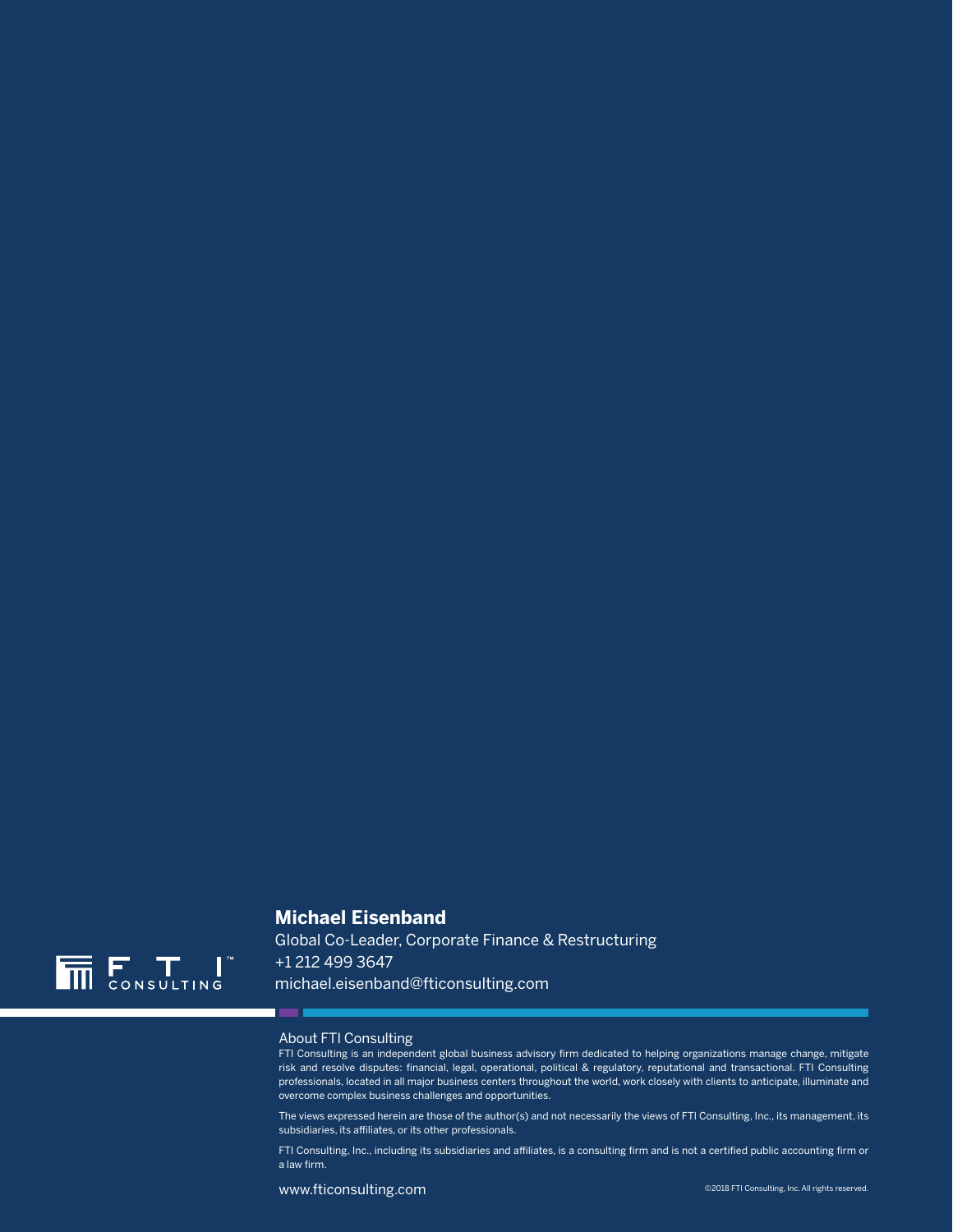FTI CONSULTING™

**Michael Eisenband**

Global Co-Leader, Corporate Finance & Restructuring

+1 212 499 3647

michael.eisenband@fticonsulting.com

About FTI Consulting

FTI Consulting is an independent global business advisory firm dedicated to helping organizations manage change, mitigate risk and resolve disputes: financial, legal, operational, political & regulatory, reputational and transactional. FTI Consulting professionals, located in all major business centers throughout the world, work closely with clients to anticipate, illuminate and overcome complex business challenges and opportunities.

The views expressed herein are those of the author(s) and not necessarily the views of FTI Consulting, Inc., its management, its subsidiaries, its affiliates, or its other professionals.

FTI Consulting, Inc., including its subsidiaries and affiliates, is a consulting firm and is not a certified public accounting firm or a law firm.

www.fticonsulting.com

©2018 FTI Consulting, Inc. All rights reserved.